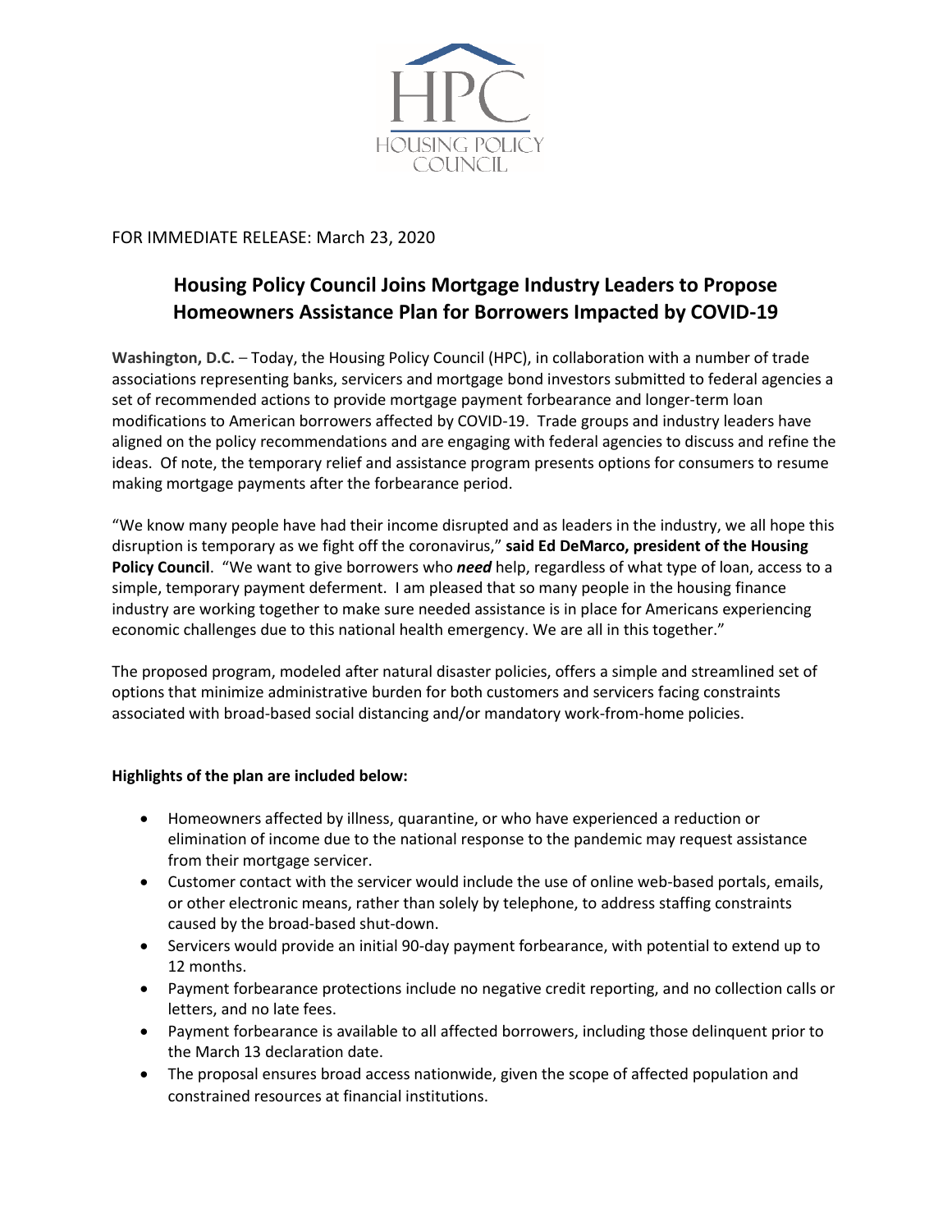HPC

HOUSING POLICY COUNCIL

FOR IMMEDIATE RELEASE: March 23, 2020

# Housing Policy Council Joins Mortgage Industry Leaders to Propose Homeowners Assistance Plan for Borrowers Impacted by COVID-19

**Washington, D.C.** – Today, the Housing Policy Council (HPC), in collaboration with a number of trade associations representing banks, servicers and mortgage bond investors submitted to federal agencies a set of recommended actions to provide mortgage payment forbearance and longer-term loan modifications to American borrowers affected by COVID-19. Trade groups and industry leaders have aligned on the policy recommendations and are engaging with federal agencies to discuss and refine the ideas. Of note, the temporary relief and assistance program presents options for consumers to resume making mortgage payments after the forbearance period.

"We know many people have had their income disrupted and as leaders in the industry, we all hope this disruption is temporary as we fight off the coronavirus," **said Ed DeMarco, president of the Housing Policy Council**. "We want to give borrowers who ***need*** help, regardless of what type of loan, access to a simple, temporary payment deferment. I am pleased that so many people in the housing finance industry are working together to make sure needed assistance is in place for Americans experiencing economic challenges due to this national health emergency. We are all in this together."

The proposed program, modeled after natural disaster policies, offers a simple and streamlined set of options that minimize administrative burden for both customers and servicers facing constraints associated with broad-based social distancing and/or mandatory work-from-home policies.

**Highlights of the plan are included below:**

- Homeowners affected by illness, quarantine, or who have experienced a reduction or elimination of income due to the national response to the pandemic may request assistance from their mortgage servicer.
- Customer contact with the servicer would include the use of online web-based portals, emails, or other electronic means, rather than solely by telephone, to address staffing constraints caused by the broad-based shut-down.
- Servicers would provide an initial 90-day payment forbearance, with potential to extend up to 12 months.
- Payment forbearance protections include no negative credit reporting, and no collection calls or letters, and no late fees.
- Payment forbearance is available to all affected borrowers, including those delinquent prior to the March 13 declaration date.
- The proposal ensures broad access nationwide, given the scope of affected population and constrained resources at financial institutions.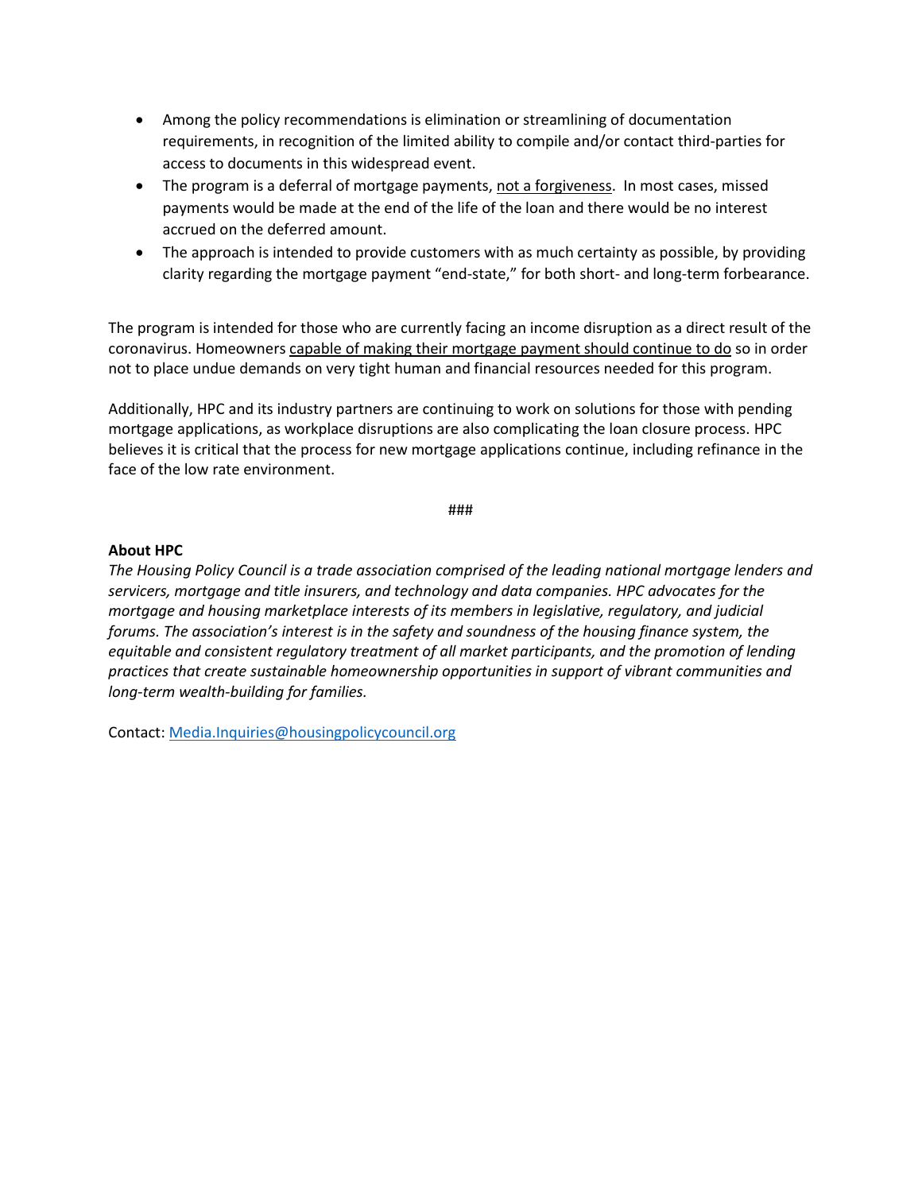- Among the policy recommendations is elimination or streamlining of documentation requirements, in recognition of the limited ability to compile and/or contact third-parties for access to documents in this widespread event.
- The program is a deferral of mortgage payments, <u>not a forgiveness</u>. In most cases, missed payments would be made at the end of the life of the loan and there would be no interest accrued on the deferred amount.
- The approach is intended to provide customers with as much certainty as possible, by providing clarity regarding the mortgage payment "end-state," for both short- and long-term forbearance.

The program is intended for those who are currently facing an income disruption as a direct result of the coronavirus. Homeowners <u>capable of making their mortgage payment should continue to do</u> so in order not to place undue demands on very tight human and financial resources needed for this program.

Additionally, HPC and its industry partners are continuing to work on solutions for those with pending mortgage applications, as workplace disruptions are also complicating the loan closure process. HPC believes it is critical that the process for new mortgage applications continue, including refinance in the face of the low rate environment.

###

**About HPC**

*The Housing Policy Council is a trade association comprised of the leading national mortgage lenders and servicers, mortgage and title insurers, and technology and data companies. HPC advocates for the mortgage and housing marketplace interests of its members in legislative, regulatory, and judicial forums. The association's interest is in the safety and soundness of the housing finance system, the equitable and consistent regulatory treatment of all market participants, and the promotion of lending practices that create sustainable homeownership opportunities in support of vibrant communities and long-term wealth-building for families.*

Contact: [Media.Inquiries@housingpolicycouncil.org](mailto:Media.Inquiries@housingpolicycouncil.org)